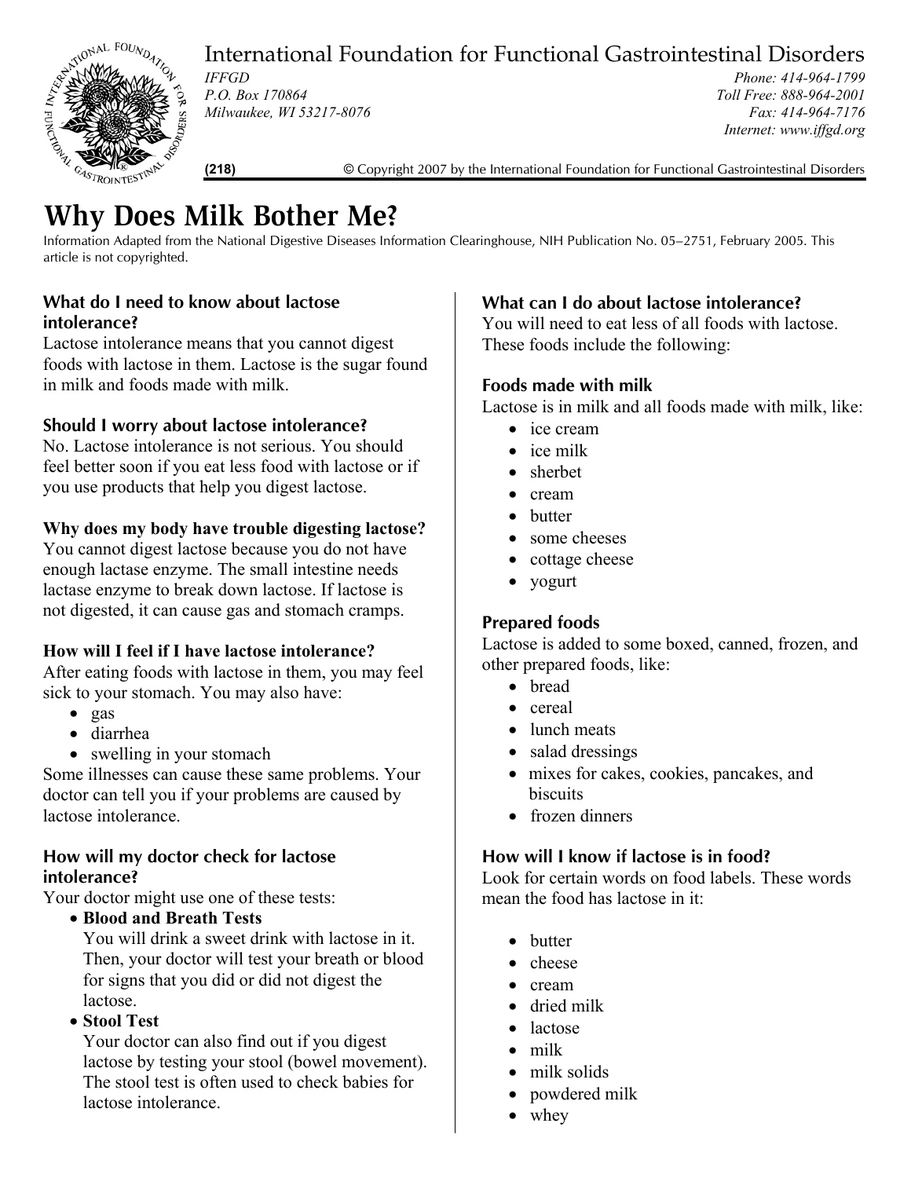International Foundation for Functional Gastrointestinal Disorders

*IFFGD*
*P.O. Box 170864*
*Milwaukee, WI 53217-8076*

*Phone: 414-964-1799*
*Toll Free: 888-964-2001*
*Fax: 414-964-7176*
*Internet: www.iffgd.org*

**(218)** © Copyright 2007 by the International Foundation for Functional Gastrointestinal Disorders

# Why Does Milk Bother Me?

Information Adapted from the National Digestive Diseases Information Clearinghouse, NIH Publication No. 05–2751, February 2005. This article is not copyrighted.

### What do I need to know about lactose intolerance?

Lactose intolerance means that you cannot digest foods with lactose in them. Lactose is the sugar found in milk and foods made with milk.

### Should I worry about lactose intolerance?

No. Lactose intolerance is not serious. You should feel better soon if you eat less food with lactose or if you use products that help you digest lactose.

### Why does my body have trouble digesting lactose?

You cannot digest lactose because you do not have enough lactase enzyme. The small intestine needs lactase enzyme to break down lactose. If lactose is not digested, it can cause gas and stomach cramps.

### How will I feel if I have lactose intolerance?

After eating foods with lactose in them, you may feel sick to your stomach. You may also have:

- gas
- diarrhea
- swelling in your stomach

Some illnesses can cause these same problems. Your doctor can tell you if your problems are caused by lactose intolerance.

### How will my doctor check for lactose intolerance?

Your doctor might use one of these tests:

- **Blood and Breath Tests**
  You will drink a sweet drink with lactose in it. Then, your doctor will test your breath or blood for signs that you did or did not digest the lactose.
- **Stool Test**
  Your doctor can also find out if you digest lactose by testing your stool (bowel movement). The stool test is often used to check babies for lactose intolerance.

### What can I do about lactose intolerance?

You will need to eat less of all foods with lactose. These foods include the following:

### Foods made with milk

Lactose is in milk and all foods made with milk, like:

- ice cream
- ice milk
- sherbet
- cream
- butter
- some cheeses
- cottage cheese
- yogurt

### Prepared foods

Lactose is added to some boxed, canned, frozen, and other prepared foods, like:

- bread
- cereal
- lunch meats
- salad dressings
- mixes for cakes, cookies, pancakes, and biscuits
- frozen dinners

### How will I know if lactose is in food?

Look for certain words on food labels. These words mean the food has lactose in it:

- butter
- cheese
- cream
- dried milk
- lactose
- milk
- milk solids
- powdered milk
- whey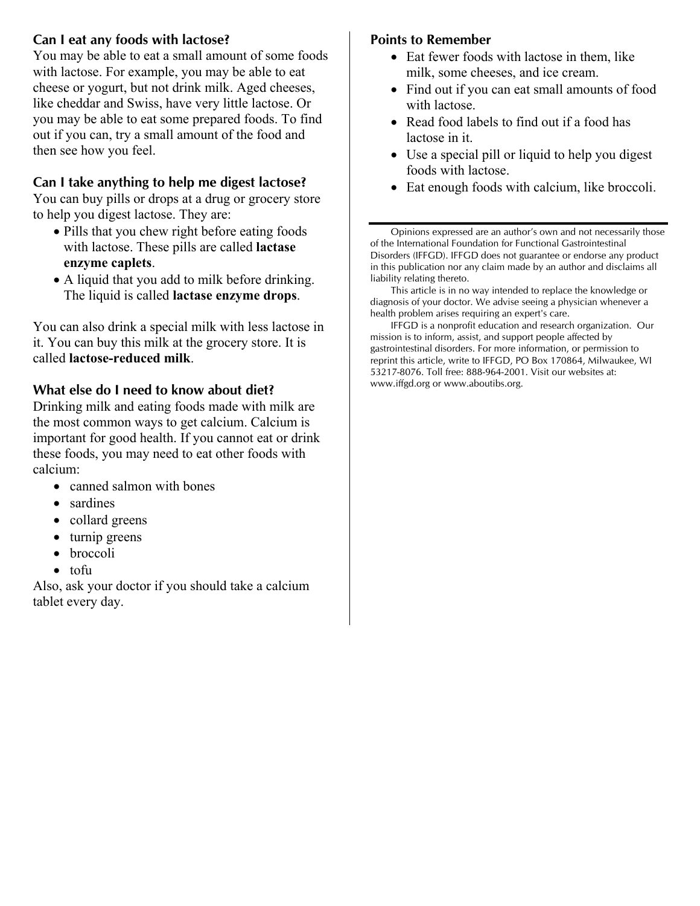### Can I eat any foods with lactose?

You may be able to eat a small amount of some foods with lactose. For example, you may be able to eat cheese or yogurt, but not drink milk. Aged cheeses, like cheddar and Swiss, have very little lactose. Or you may be able to eat some prepared foods. To find out if you can, try a small amount of the food and then see how you feel.

### Can I take anything to help me digest lactose?

You can buy pills or drops at a drug or grocery store to help you digest lactose. They are:

- Pills that you chew right before eating foods with lactose. These pills are called **lactase enzyme caplets**.
- A liquid that you add to milk before drinking. The liquid is called **lactase enzyme drops**.

You can also drink a special milk with less lactose in it. You can buy this milk at the grocery store. It is called **lactose-reduced milk**.

### What else do I need to know about diet?

Drinking milk and eating foods made with milk are the most common ways to get calcium. Calcium is important for good health. If you cannot eat or drink these foods, you may need to eat other foods with calcium:

- canned salmon with bones
- sardines
- collard greens
- turnip greens
- broccoli
- tofu

Also, ask your doctor if you should take a calcium tablet every day.

### Points to Remember

- Eat fewer foods with lactose in them, like milk, some cheeses, and ice cream.
- Find out if you can eat small amounts of food with lactose.
- Read food labels to find out if a food has lactose in it.
- Use a special pill or liquid to help you digest foods with lactose.
- Eat enough foods with calcium, like broccoli.

---

Opinions expressed are an author's own and not necessarily those of the International Foundation for Functional Gastrointestinal Disorders (IFFGD). IFFGD does not guarantee or endorse any product in this publication nor any claim made by an author and disclaims all liability relating thereto.

This article is in no way intended to replace the knowledge or diagnosis of your doctor. We advise seeing a physician whenever a health problem arises requiring an expert's care.

IFFGD is a nonprofit education and research organization. Our mission is to inform, assist, and support people affected by gastrointestinal disorders. For more information, or permission to reprint this article, write to IFFGD, PO Box 170864, Milwaukee, WI 53217-8076. Toll free: 888-964-2001. Visit our websites at: www.iffgd.org or www.aboutibs.org.